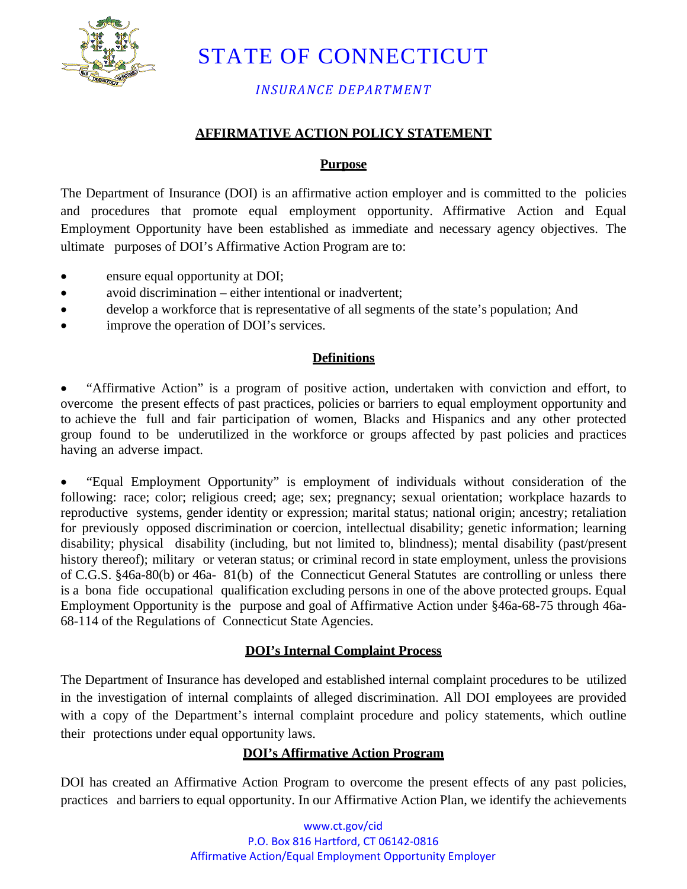# STATE OF CONNECTICUT

*INSURANCE DEPARTMENT*

## AFFIRMATIVE ACTION POLICY STATEMENT

### Purpose

The Department of Insurance (DOI) is an affirmative action employer and is committed to the policies and procedures that promote equal employment opportunity. Affirmative Action and Equal Employment Opportunity have been established as immediate and necessary agency objectives. The ultimate purposes of DOI's Affirmative Action Program are to:

- ensure equal opportunity at DOI;
- avoid discrimination – either intentional or inadvertent;
- develop a workforce that is representative of all segments of the state's population; And
- improve the operation of DOI's services.

### Definitions

- "Affirmative Action" is a program of positive action, undertaken with conviction and effort, to overcome the present effects of past practices, policies or barriers to equal employment opportunity and to achieve the full and fair participation of women, Blacks and Hispanics and any other protected group found to be underutilized in the workforce or groups affected by past policies and practices having an adverse impact.

- "Equal Employment Opportunity" is employment of individuals without consideration of the following: race; color; religious creed; age; sex; pregnancy; sexual orientation; workplace hazards to reproductive systems, gender identity or expression; marital status; national origin; ancestry; retaliation for previously opposed discrimination or coercion, intellectual disability; genetic information; learning disability; physical disability (including, but not limited to, blindness); mental disability (past/present history thereof); military or veteran status; or criminal record in state employment, unless the provisions of C.G.S. §46a-80(b) or 46a- 81(b) of the Connecticut General Statutes are controlling or unless there is a bona fide occupational qualification excluding persons in one of the above protected groups. Equal Employment Opportunity is the purpose and goal of Affirmative Action under §46a-68-75 through 46a-68-114 of the Regulations of Connecticut State Agencies.

### DOI's Internal Complaint Process

The Department of Insurance has developed and established internal complaint procedures to be utilized in the investigation of internal complaints of alleged discrimination. All DOI employees are provided with a copy of the Department's internal complaint procedure and policy statements, which outline their protections under equal opportunity laws.

### DOI's Affirmative Action Program

DOI has created an Affirmative Action Program to overcome the present effects of any past policies, practices and barriers to equal opportunity. In our Affirmative Action Plan, we identify the achievements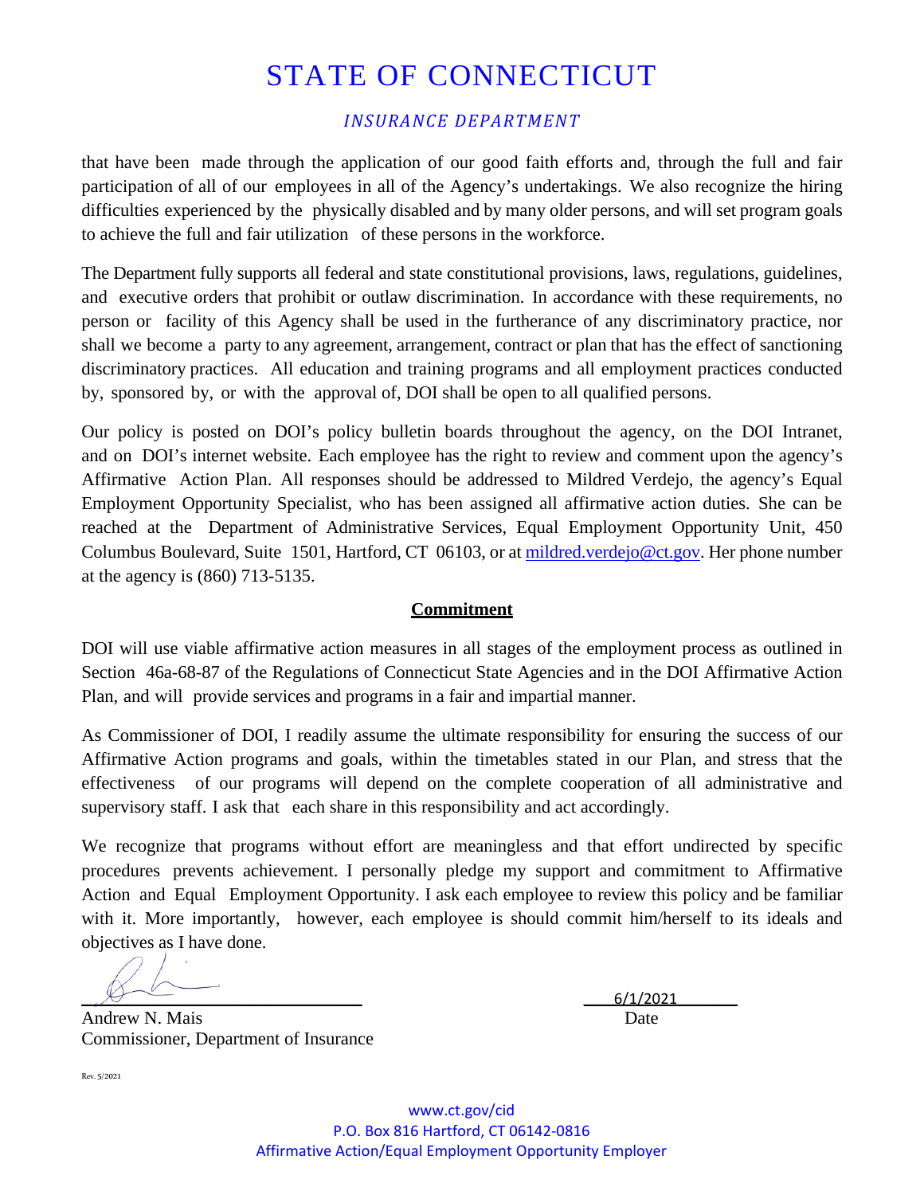# STATE OF CONNECTICUT

*INSURANCE DEPARTMENT*

that have been made through the application of our good faith efforts and, through the full and fair participation of all of our employees in all of the Agency's undertakings. We also recognize the hiring difficulties experienced by the physically disabled and by many older persons, and will set program goals to achieve the full and fair utilization of these persons in the workforce.

The Department fully supports all federal and state constitutional provisions, laws, regulations, guidelines, and executive orders that prohibit or outlaw discrimination. In accordance with these requirements, no person or facility of this Agency shall be used in the furtherance of any discriminatory practice, nor shall we become a party to any agreement, arrangement, contract or plan that has the effect of sanctioning discriminatory practices. All education and training programs and all employment practices conducted by, sponsored by, or with the approval of, DOI shall be open to all qualified persons.

Our policy is posted on DOI's policy bulletin boards throughout the agency, on the DOI Intranet, and on DOI's internet website. Each employee has the right to review and comment upon the agency's Affirmative Action Plan. All responses should be addressed to Mildred Verdejo, the agency's Equal Employment Opportunity Specialist, who has been assigned all affirmative action duties. She can be reached at the Department of Administrative Services, Equal Employment Opportunity Unit, 450 Columbus Boulevard, Suite 1501, Hartford, CT 06103, or at mildred.verdejo@ct.gov. Her phone number at the agency is (860) 713-5135.

## Commitment

DOI will use viable affirmative action measures in all stages of the employment process as outlined in Section 46a-68-87 of the Regulations of Connecticut State Agencies and in the DOI Affirmative Action Plan, and will provide services and programs in a fair and impartial manner.

As Commissioner of DOI, I readily assume the ultimate responsibility for ensuring the success of our Affirmative Action programs and goals, within the timetables stated in our Plan, and stress that the effectiveness of our programs will depend on the complete cooperation of all administrative and supervisory staff. I ask that each share in this responsibility and act accordingly.

We recognize that programs without effort are meaningless and that effort undirected by specific procedures prevents achievement. I personally pledge my support and commitment to Affirmative Action and Equal Employment Opportunity. I ask each employee to review this policy and be familiar with it. More importantly, however, each employee is should commit him/herself to its ideals and objectives as I have done.

Andrew N. Mais
Commissioner, Department of Insurance

6/1/2021
Date

Rev. 5/2021

www.ct.gov/cid
P.O. Box 816 Hartford, CT 06142-0816
Affirmative Action/Equal Employment Opportunity Employer